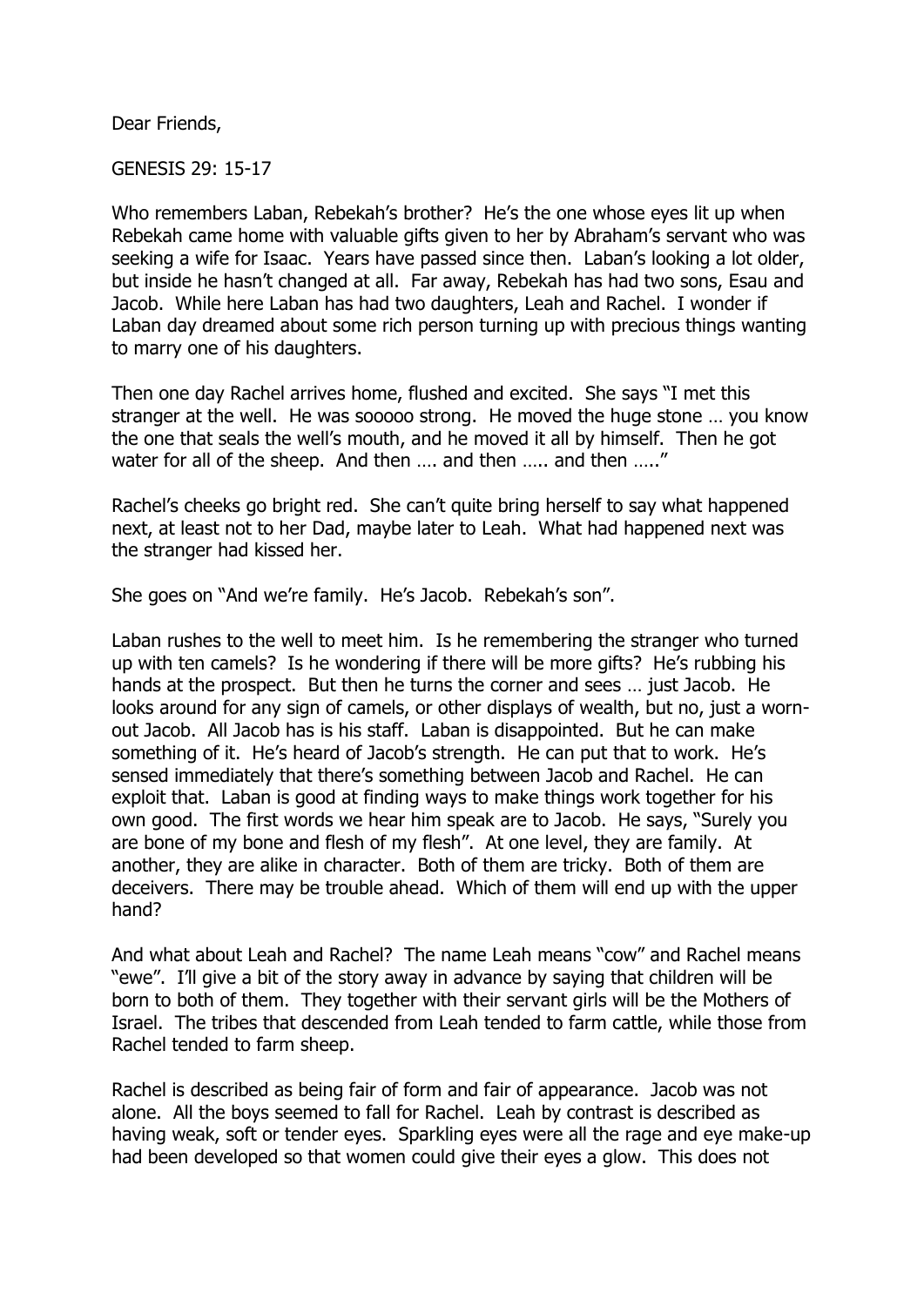Dear Friends,

GENESIS 29: 15-17

Who remembers Laban, Rebekah's brother? He's the one whose eyes lit up when Rebekah came home with valuable gifts given to her by Abraham's servant who was seeking a wife for Isaac. Years have passed since then. Laban's looking a lot older, but inside he hasn't changed at all. Far away, Rebekah has had two sons, Esau and Jacob. While here Laban has had two daughters, Leah and Rachel. I wonder if Laban day dreamed about some rich person turning up with precious things wanting to marry one of his daughters.

Then one day Rachel arrives home, flushed and excited. She says "I met this stranger at the well. He was sooooo strong. He moved the huge stone … you know the one that seals the well's mouth, and he moved it all by himself. Then he got water for all of the sheep. And then …. and then ….. and then ….."

Rachel's cheeks go bright red. She can't quite bring herself to say what happened next, at least not to her Dad, maybe later to Leah. What had happened next was the stranger had kissed her.

She goes on "And we're family. He's Jacob. Rebekah's son".

Laban rushes to the well to meet him. Is he remembering the stranger who turned up with ten camels? Is he wondering if there will be more gifts? He's rubbing his hands at the prospect. But then he turns the corner and sees … just Jacob. He looks around for any sign of camels, or other displays of wealth, but no, just a worn-out Jacob. All Jacob has is his staff. Laban is disappointed. But he can make something of it. He's heard of Jacob's strength. He can put that to work. He's sensed immediately that there's something between Jacob and Rachel. He can exploit that. Laban is good at finding ways to make things work together for his own good. The first words we hear him speak are to Jacob. He says, "Surely you are bone of my bone and flesh of my flesh". At one level, they are family. At another, they are alike in character. Both of them are tricky. Both of them are deceivers. There may be trouble ahead. Which of them will end up with the upper hand?

And what about Leah and Rachel? The name Leah means "cow" and Rachel means "ewe". I'll give a bit of the story away in advance by saying that children will be born to both of them. They together with their servant girls will be the Mothers of Israel. The tribes that descended from Leah tended to farm cattle, while those from Rachel tended to farm sheep.

Rachel is described as being fair of form and fair of appearance. Jacob was not alone. All the boys seemed to fall for Rachel. Leah by contrast is described as having weak, soft or tender eyes. Sparkling eyes were all the rage and eye make-up had been developed so that women could give their eyes a glow. This does not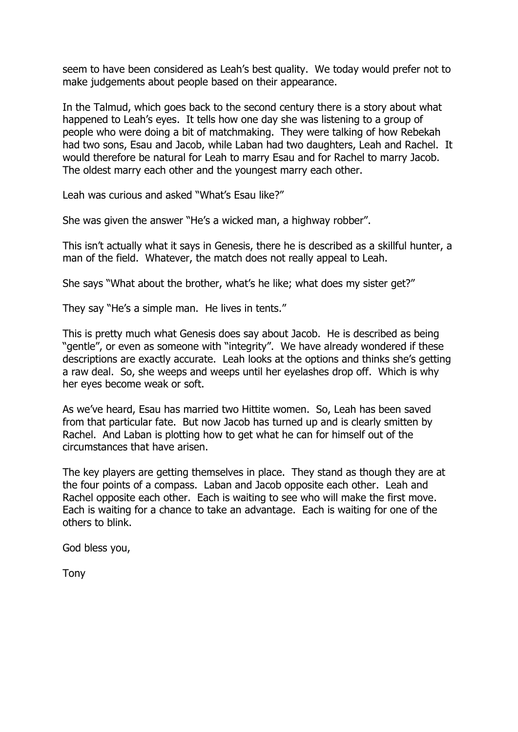seem to have been considered as Leah's best quality. We today would prefer not to make judgements about people based on their appearance.

In the Talmud, which goes back to the second century there is a story about what happened to Leah's eyes. It tells how one day she was listening to a group of people who were doing a bit of matchmaking. They were talking of how Rebekah had two sons, Esau and Jacob, while Laban had two daughters, Leah and Rachel. It would therefore be natural for Leah to marry Esau and for Rachel to marry Jacob. The oldest marry each other and the youngest marry each other.

Leah was curious and asked "What's Esau like?"

She was given the answer "He's a wicked man, a highway robber".

This isn't actually what it says in Genesis, there he is described as a skillful hunter, a man of the field. Whatever, the match does not really appeal to Leah.

She says "What about the brother, what's he like; what does my sister get?"

They say "He's a simple man. He lives in tents."

This is pretty much what Genesis does say about Jacob. He is described as being "gentle", or even as someone with "integrity". We have already wondered if these descriptions are exactly accurate. Leah looks at the options and thinks she's getting a raw deal. So, she weeps and weeps until her eyelashes drop off. Which is why her eyes become weak or soft.

As we've heard, Esau has married two Hittite women. So, Leah has been saved from that particular fate. But now Jacob has turned up and is clearly smitten by Rachel. And Laban is plotting how to get what he can for himself out of the circumstances that have arisen.

The key players are getting themselves in place. They stand as though they are at the four points of a compass. Laban and Jacob opposite each other. Leah and Rachel opposite each other. Each is waiting to see who will make the first move. Each is waiting for a chance to take an advantage. Each is waiting for one of the others to blink.

God bless you,

Tony